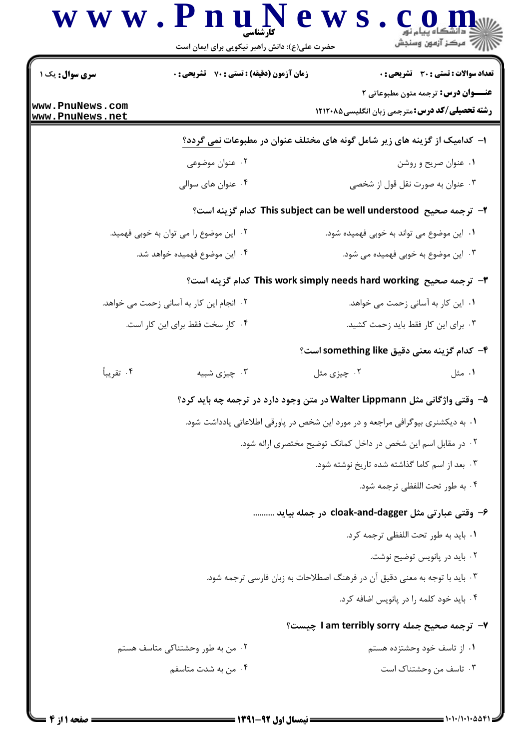**سری سوال:** یک ۱

**زمان آزمون (دقیقه) : تستی : ۷۰ تشریحی : ۰**

**تعداد سوالات : تستی : ۳۰ تشریحی : ۰**

**عنـــوان درس:** ترجمه متون مطبوعاتی ۲

**رشته تحصیلی/کد درس:** مترجمی زبان انگلیسی ۱۲۱۲۰۸۵

**۱- کدامیک از گزینه های زیر شامل گونه های مختلف عنوان در مطبوعات نمی گردد؟**

۱. عنوان صریح و روشن

۲. عنوان موضوعی

۳. عنوان به صورت نقل قول از شخصی

۴. عنوان های سوالی

**۲- ترجمه صحیح This subject can be well understood کدام گزینه است؟**

۱. این موضوع می تواند به خوبی فهمیده شود.

۲. این موضوع را می توان به خوبی فهمید.

۳. این موضوع به خوبی فهمیده می شود.

۴. این موضوع فهمیده خواهد شد.

**۳- ترجمه صحیح This work simply needs hard working کدام گزینه است؟**

۱. این کار به آسانی زحمت می خواهد.

۲. انجام این کار به آسانی زحمت می خواهد.

۳. برای این کار فقط باید زحمت کشید.

۴. کار سخت فقط برای این کار است.

**۴- کدام گزینه معنی دقیق something like است؟**

۱. مثل

۲. چیزی مثل

۳. چیزی شبیه

۴. تقریباً

**۵- وقتی واژگانی مثل Walter Lippmann در متن وجود دارد در ترجمه چه باید کرد؟**

۱. به دیکشنری بیوگرافی مراجعه و در مورد این شخص در پاورقی اطلاعاتی یادداشت شود.

۲. در مقابل اسم این شخص در داخل کمانک توضیح مختصری ارائه شود.

۳. بعد از اسم کاما گذاشته شده تاریخ نوشته شود.

۴. به طور تحت اللفظی ترجمه شود.

**۶- وقتی عبارتی مثل cloak-and-dagger در جمله بیاید ..........**

۱. باید به طور تحت اللفظی ترجمه کرد.

۲. باید در پانویس توضیح نوشت.

۳. باید با توجه به معنی دقیق آن در فرهنگ اصطلاحات به زبان فارسی ترجمه شود.

۴. باید خود کلمه را در پانویس اضافه کرد.

**۷- ترجمه صحیح جمله I am terribly sorry چیست؟**

۱. از تاسف خود وحشتزده هستم

۲. من به طور وحشتناکی متاسف هستم

۳. تاسف من وحشتناک است

۴. من به شدت متاسفم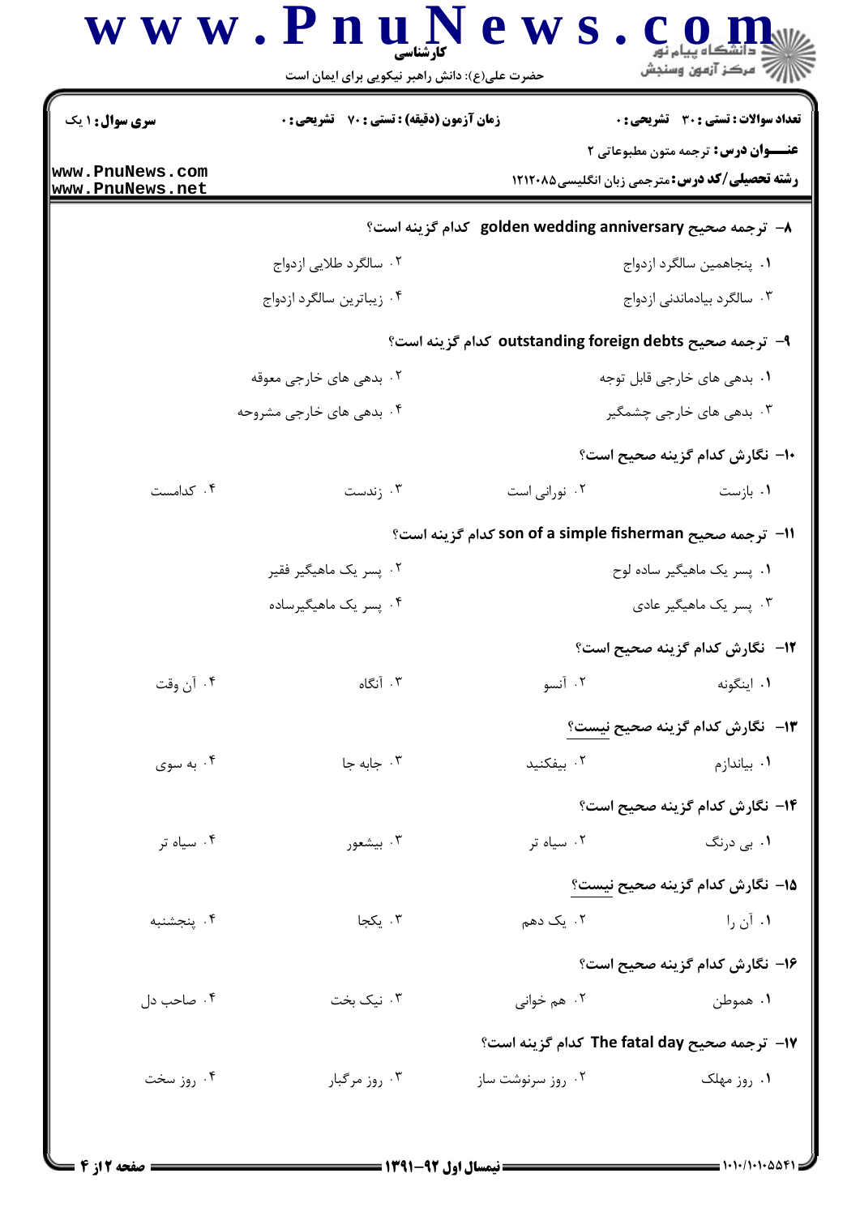**سری سوال:** ۱ یک　　**زمان آزمون (دقیقه) : تستی :** ۷۰ **تشریحی :** ۰　　**تعداد سوالات : تستی :** ۳۰ **تشریحی :** ۰

**عنـــوان درس:** ترجمه متون مطبوعاتی ۲

**رشته تحصیلی/کد درس:** مترجمی زبان انگلیسی۱۲۱۲۰۸۵

۸- ترجمه صحیح golden wedding anniversary کدام گزینه است؟

۱. پنجاهمین سالگرد ازدواج
۲. سالگرد طلایی ازدواج
۳. سالگرد بیادماندنی ازدواج
۴. زیباترین سالگرد ازدواج

۹- ترجمه صحیح outstanding foreign debts کدام گزینه است؟

۱. بدهی های خارجی قابل توجه
۲. بدهی های خارجی معوقه
۳. بدهی های خارجی چشمگیر
۴. بدهی های خارجی مشروحه

۱۰- نگارش کدام گزینه صحیح است؟

۱. بازست
۲. نورانی است
۳. زندست
۴. کدامست

۱۱- ترجمه صحیح son of a simple fisherman کدام گزینه است؟

۱. پسر یک ماهیگیر ساده لوح
۲. پسر یک ماهیگیر فقیر
۳. پسر یک ماهیگیر عادی
۴. پسر یک ماهیگیرساده

۱۲- نگارش کدام گزینه صحیح است؟

۱. اینگونه
۲. آنسو
۳. آنگاه
۴. آن وقت

۱۳- نگارش کدام گزینه صحیح نیست؟

۱. بیاندازم
۲. بیفکنید
۳. جابه جا
۴. به سوی

۱۴- نگارش کدام گزینه صحیح است؟

۱. بی درنگ
۲. سیاه تر
۳. بیشعور
۴. سیاه تر

۱۵- نگارش کدام گزینه صحیح نیست؟

۱. آن را
۲. یک دهم
۳. یکجا
۴. پنجشنبه

۱۶- نگارش کدام گزینه صحیح است؟

۱. هموطن
۲. هم خوانی
۳. نیک بخت
۴. صاحب دل

۱۷- ترجمه صحیح The fatal day کدام گزینه است؟

۱. روز مهلک
۲. روز سرنوشت ساز
۳. روز مرگبار
۴. روز سخت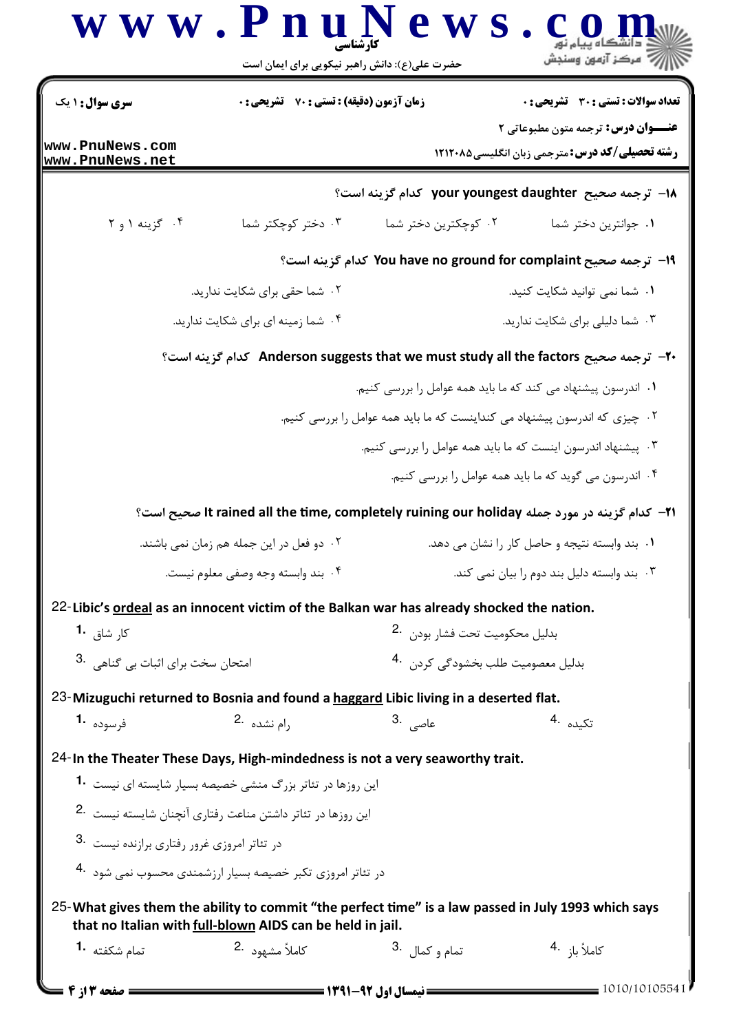**سری سوال:** ۱ یک | **زمان آزمون (دقیقه) : تستی :** ۷۰ **تشریحی :** ۰ | **تعداد سوالات : تستی :** ۳۰ **تشریحی :** ۰

**عنـــوان درس:** ترجمه متون مطبوعاتی ۲

**رشته تحصیلی/کد درس:** مترجمی زبان انگلیسی ۱۲۱۲۰۸۵

۱۸- ترجمه صحیح your youngest daughter کدام گزینه است؟

۱. جوانترین دختر شما
۲. کوچکترین دختر شما
۳. دختر کوچکتر شما
۴. گزینه ۱ و ۲

۱۹- ترجمه صحیح You have no ground for complaint کدام گزینه است؟

۱. شما نمی توانید شکایت کنید.
۲. شما حقی برای شکایت ندارید.
۳. شما دلیلی برای شکایت ندارید.
۴. شما زمینه ای برای شکایت ندارید.

۲۰- ترجمه صحیح Anderson suggests that we must study all the factors کدام گزینه است؟

۱. اندرسون پیشنهاد می کند که ما باید همه عوامل را بررسی کنیم.
۲. چیزی که اندرسون پیشنهاد می کنداینست که ما باید همه عوامل را بررسی کنیم.
۳. پیشنهاد اندرسون اینست که ما باید همه عوامل را بررسی کنیم.
۴. اندرسون می گوید که ما باید همه عوامل را بررسی کنیم.

۲۱- کدام گزینه در مورد جمله It rained all the time, completely ruining our holiday صحیح است؟

۱. بند وابسته نتیجه و حاصل کار را نشان می دهد.
۲. دو فعل در این جمله هم زمان نمی باشند.
۳. بند وابسته دلیل بند دوم را بیان نمی کند.
۴. بند وابسته وجه وصفی معلوم نیست.

22-Libic's <u>ordeal</u> as an innocent victim of the Balkan war has already shocked the nation.

1. کار شاق
2. بدلیل محکومیت تحت فشار بودن
3. امتحان سخت برای اثبات بی گناهی
4. بدلیل معصومیت طلب بخشودگی کردن

23-Mizuguchi returned to Bosnia and found a <u>haggard</u> Libic living in a deserted flat.

1. فرسوده
2. رام نشده
3. عاصی
4. تکیده

24-In the Theater These Days, High-mindedness is not a very seaworthy trait.

1. این روزها در تئاتر بزرگ منشی خصیصه بسیار شایسته ای نیست
2. این روزها در تئاتر داشتن مناعت رفتاری آنچنان شایسته نیست
3. در تئاتر امروزی غرور رفتاری برازنده نیست
4. در تئاتر امروزی تکبر خصیصه بسیار ارزشمندی محسوب نمی شود

25-What gives them the ability to commit "the perfect time" is a law passed in July 1993 which says that no Italian with <u>full-blown</u> AIDS can be held in jail.

1. تمام شکفته
2. کاملاً مشهود
3. تمام و کمال
4. کاملاً باز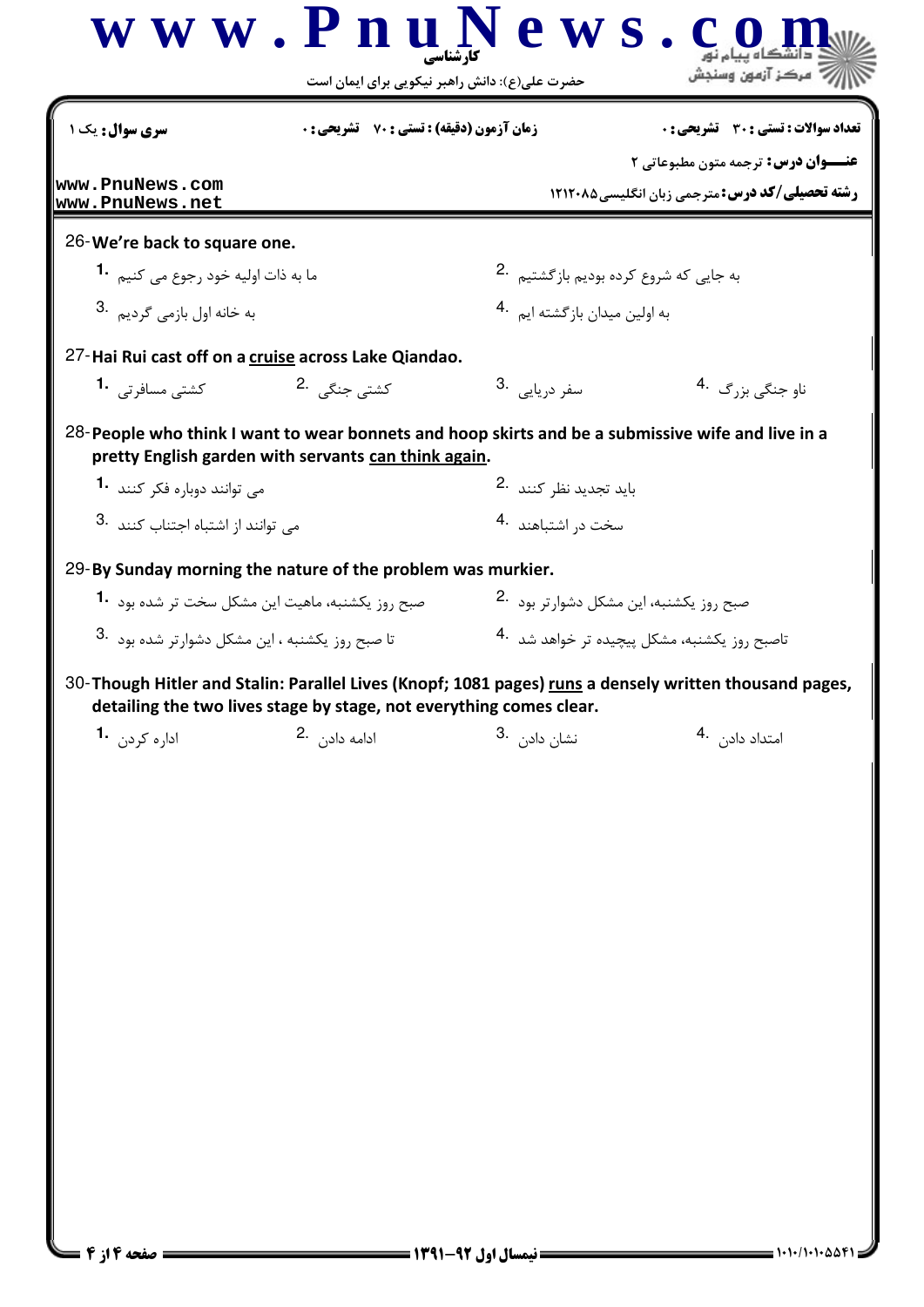26-We're back to square one.

1. ما به ذات اولیه خود رجوع می کنیم
2. به جایی که شروع کرده بودیم بازگشتیم
3. به خانه اول بازمی گردیم
4. به اولین میدان بازگشته ایم

27-Hai Rui cast off on a cruise across Lake Qiandao.

1. کشتی مسافرتی
2. کشتی جنگی
3. سفر دریایی
4. ناو جنگی بزرگ

28-People who think I want to wear bonnets and hoop skirts and be a submissive wife and live in a pretty English garden with servants can think again.

1. می توانند دوباره فکر کنند
2. باید تجدید نظر کنند
3. می توانند از اشتباه اجتناب کنند
4. سخت در اشتباهند

29-By Sunday morning the nature of the problem was murkier.

1. صبح روز یکشنبه، ماهیت این مشکل سخت تر شده بود
2. صبح روز یکشنبه، این مشکل دشوارتر بود
3. تا صبح روز یکشنبه ، این مشکل دشوارتر شده بود
4. تاصبح روز یکشنبه، مشکل پیچیده تر خواهد شد

30-Though Hitler and Stalin: Parallel Lives (Knopf; 1081 pages) runs a densely written thousand pages, detailing the two lives stage by stage, not everything comes clear.

1. اداره کردن
2. ادامه دادن
3. نشان دادن
4. امتداد دادن